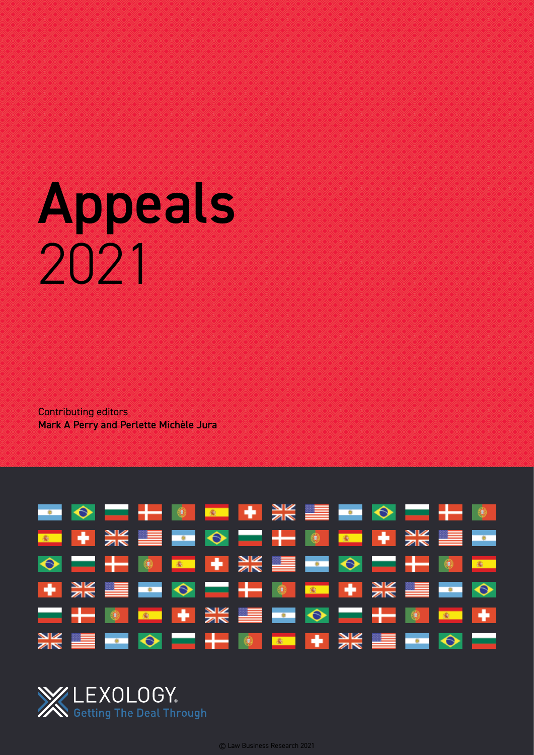# Appeals
2021

Contributing editors
**Mark A Perry and Perlette Michèle Jura**

LEXOLOGY
Getting The Deal Through

© Law Business Research 2021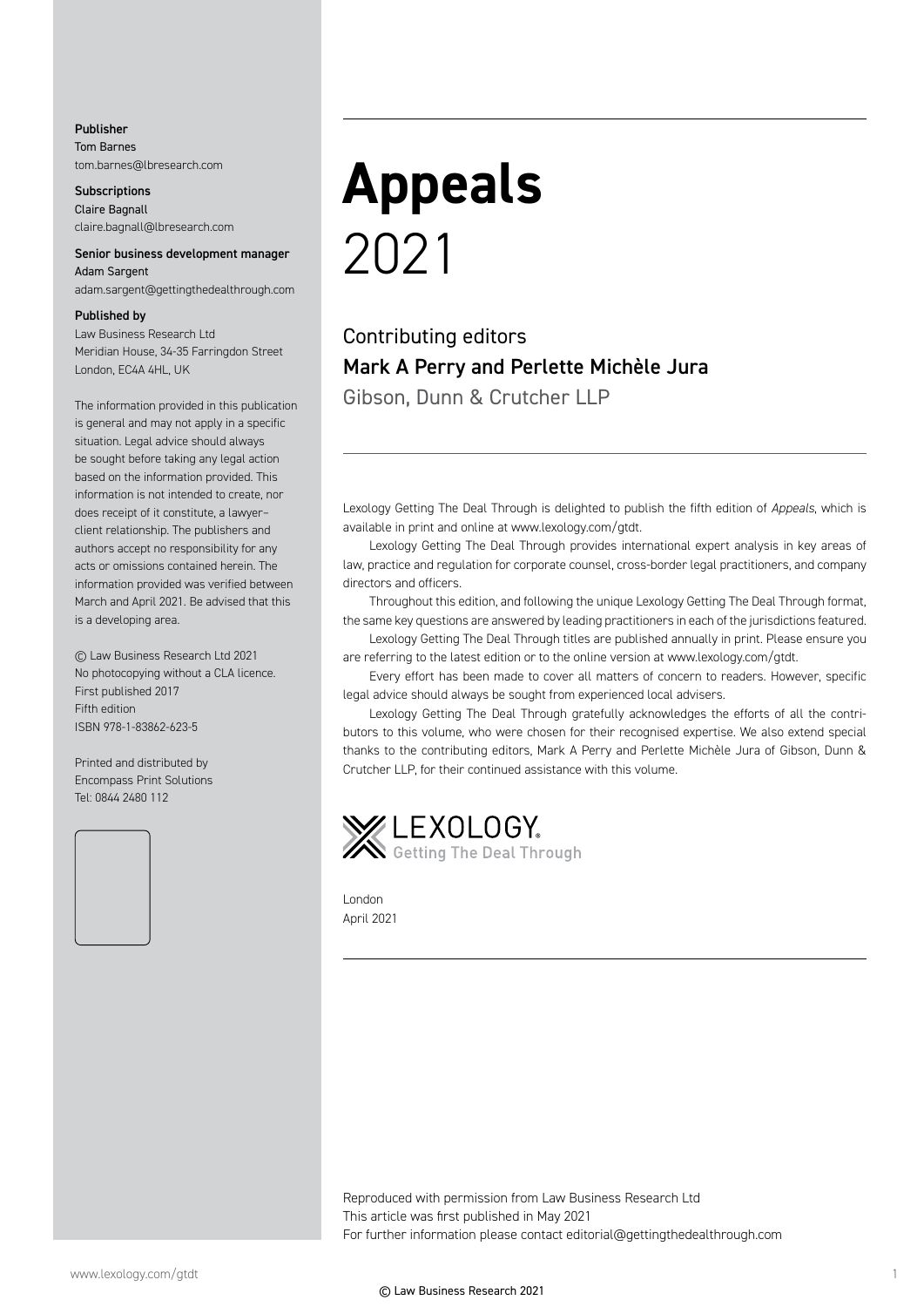**Publisher**
Tom Barnes
tom.barnes@lbresearch.com

**Subscriptions**
Claire Bagnall
claire.bagnall@lbresearch.com

**Senior business development manager**
Adam Sargent
adam.sargent@gettingthedealthrough.com

**Published by**
Law Business Research Ltd
Meridian House, 34-35 Farringdon Street
London, EC4A 4HL, UK

The information provided in this publication is general and may not apply in a specific situation. Legal advice should always be sought before taking any legal action based on the information provided. This information is not intended to create, nor does receipt of it constitute, a lawyer–client relationship. The publishers and authors accept no responsibility for any acts or omissions contained herein. The information provided was verified between March and April 2021. Be advised that this is a developing area.

© Law Business Research Ltd 2021
No photocopying without a CLA licence.
First published 2017
Fifth edition
ISBN 978-1-83862-623-5

Printed and distributed by
Encompass Print Solutions
Tel: 0844 2480 112

# Appeals
2021

Contributing editors
**Mark A Perry and Perlette Michèle Jura**
Gibson, Dunn & Crutcher LLP

Lexology Getting The Deal Through is delighted to publish the fifth edition of *Appeals*, which is available in print and online at www.lexology.com/gtdt.

Lexology Getting The Deal Through provides international expert analysis in key areas of law, practice and regulation for corporate counsel, cross-border legal practitioners, and company directors and officers.

Throughout this edition, and following the unique Lexology Getting The Deal Through format, the same key questions are answered by leading practitioners in each of the jurisdictions featured.

Lexology Getting The Deal Through titles are published annually in print. Please ensure you are referring to the latest edition or to the online version at www.lexology.com/gtdt.

Every effort has been made to cover all matters of concern to readers. However, specific legal advice should always be sought from experienced local advisers.

Lexology Getting The Deal Through gratefully acknowledges the efforts of all the contributors to this volume, who were chosen for their recognised expertise. We also extend special thanks to the contributing editors, Mark A Perry and Perlette Michèle Jura of Gibson, Dunn & Crutcher LLP, for their continued assistance with this volume.

LEXOLOGY
Getting The Deal Through

London
April 2021

Reproduced with permission from Law Business Research Ltd
This article was first published in May 2021
For further information please contact editorial@gettingthedealthrough.com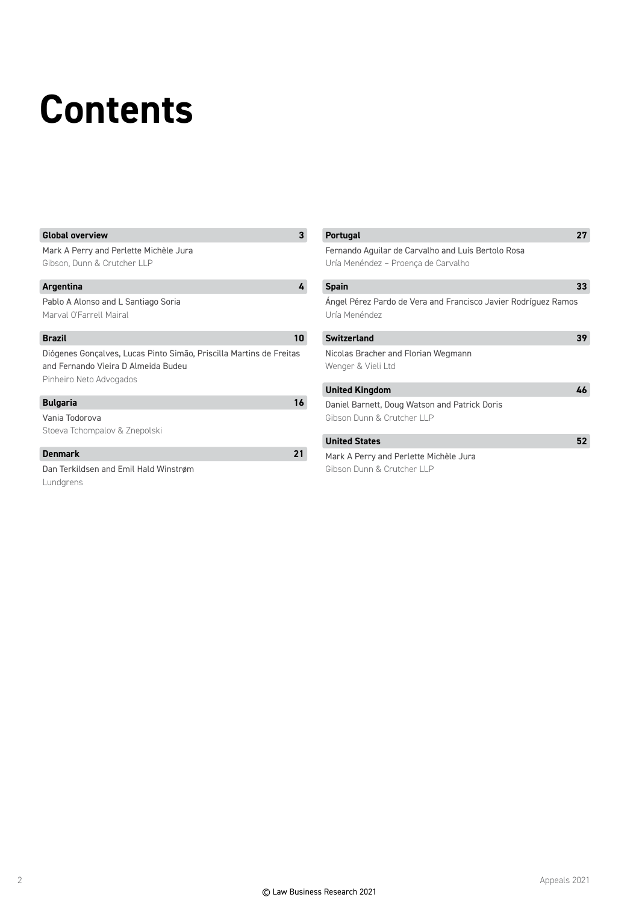# Contents

**Global overview** 3

Mark A Perry and Perlette Michèle Jura

Gibson, Dunn & Crutcher LLP

**Argentina** 4

Pablo A Alonso and L Santiago Soria

Marval O'Farrell Mairal

**Brazil** 10

Diógenes Gonçalves, Lucas Pinto Simão, Priscilla Martins de Freitas and Fernando Vieira D Almeida Budeu

Pinheiro Neto Advogados

**Bulgaria** 16

Vania Todorova

Stoeva Tchompalov & Znepolski

**Denmark** 21

Dan Terkildsen and Emil Hald Winstrøm

Lundgrens

**Portugal** 27

Fernando Aguilar de Carvalho and Luís Bertolo Rosa

Uría Menéndez – Proença de Carvalho

**Spain** 33

Ángel Pérez Pardo de Vera and Francisco Javier Rodríguez Ramos

Uría Menéndez

**Switzerland** 39

Nicolas Bracher and Florian Wegmann

Wenger & Vieli Ltd

**United Kingdom** 46

Daniel Barnett, Doug Watson and Patrick Doris

Gibson Dunn & Crutcher LLP

**United States** 52

Mark A Perry and Perlette Michèle Jura

Gibson Dunn & Crutcher LLP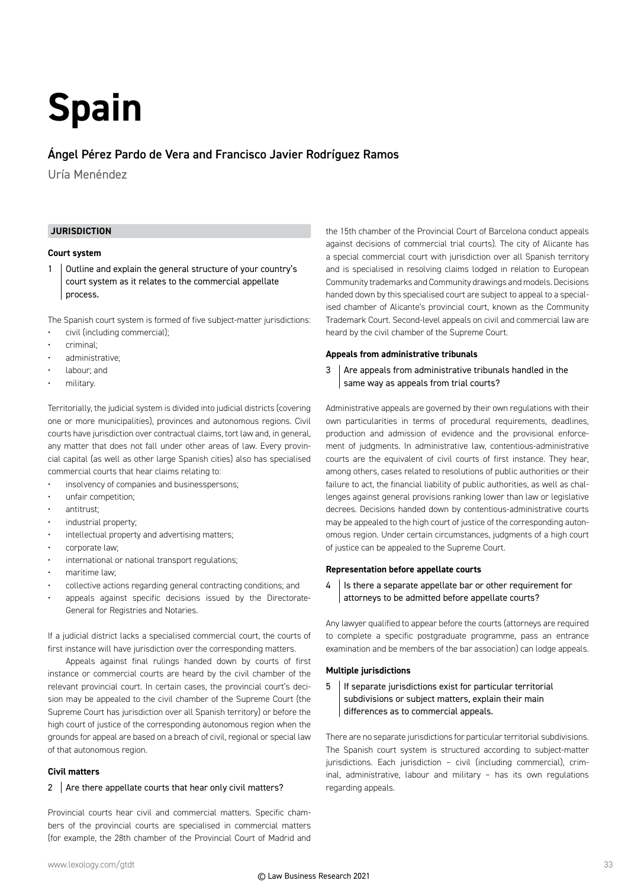# Spain

## Ángel Pérez Pardo de Vera and Francisco Javier Rodríguez Ramos

Uría Menéndez

### JURISDICTION

#### Court system

**1 Outline and explain the general structure of your country's court system as it relates to the commercial appellate process.**

The Spanish court system is formed of five subject-matter jurisdictions:

- civil (including commercial);
- criminal;
- administrative;
- labour; and
- military.

Territorially, the judicial system is divided into judicial districts (covering one or more municipalities), provinces and autonomous regions. Civil courts have jurisdiction over contractual claims, tort law and, in general, any matter that does not fall under other areas of law. Every provincial capital (as well as other large Spanish cities) also has specialised commercial courts that hear claims relating to:

- insolvency of companies and businesspersons;
- unfair competition;
- antitrust;
- industrial property;
- intellectual property and advertising matters;
- corporate law;
- international or national transport regulations;
- maritime law;
- collective actions regarding general contracting conditions; and
- appeals against specific decisions issued by the Directorate-General for Registries and Notaries.

If a judicial district lacks a specialised commercial court, the courts of first instance will have jurisdiction over the corresponding matters.

Appeals against final rulings handed down by courts of first instance or commercial courts are heard by the civil chamber of the relevant provincial court. In certain cases, the provincial court's decision may be appealed to the civil chamber of the Supreme Court (the Supreme Court has jurisdiction over all Spanish territory) or before the high court of justice of the corresponding autonomous region when the grounds for appeal are based on a breach of civil, regional or special law of that autonomous region.

#### Civil matters

**2 Are there appellate courts that hear only civil matters?**

Provincial courts hear civil and commercial matters. Specific chambers of the provincial courts are specialised in commercial matters (for example, the 28th chamber of the Provincial Court of Madrid and the 15th chamber of the Provincial Court of Barcelona conduct appeals against decisions of commercial trial courts). The city of Alicante has a special commercial court with jurisdiction over all Spanish territory and is specialised in resolving claims lodged in relation to European Community trademarks and Community drawings and models. Decisions handed down by this specialised court are subject to appeal to a specialised chamber of Alicante's provincial court, known as the Community Trademark Court. Second-level appeals on civil and commercial law are heard by the civil chamber of the Supreme Court.

#### Appeals from administrative tribunals

**3 Are appeals from administrative tribunals handled in the same way as appeals from trial courts?**

Administrative appeals are governed by their own regulations with their own particularities in terms of procedural requirements, deadlines, production and admission of evidence and the provisional enforcement of judgments. In administrative law, contentious-administrative courts are the equivalent of civil courts of first instance. They hear, among others, cases related to resolutions of public authorities or their failure to act, the financial liability of public authorities, as well as challenges against general provisions ranking lower than law or legislative decrees. Decisions handed down by contentious-administrative courts may be appealed to the high court of justice of the corresponding autonomous region. Under certain circumstances, judgments of a high court of justice can be appealed to the Supreme Court.

#### Representation before appellate courts

**4 Is there a separate appellate bar or other requirement for attorneys to be admitted before appellate courts?**

Any lawyer qualified to appear before the courts (attorneys are required to complete a specific postgraduate programme, pass an entrance examination and be members of the bar association) can lodge appeals.

#### Multiple jurisdictions

**5 If separate jurisdictions exist for particular territorial subdivisions or subject matters, explain their main differences as to commercial appeals.**

There are no separate jurisdictions for particular territorial subdivisions. The Spanish court system is structured according to subject-matter jurisdictions. Each jurisdiction – civil (including commercial), criminal, administrative, labour and military – has its own regulations regarding appeals.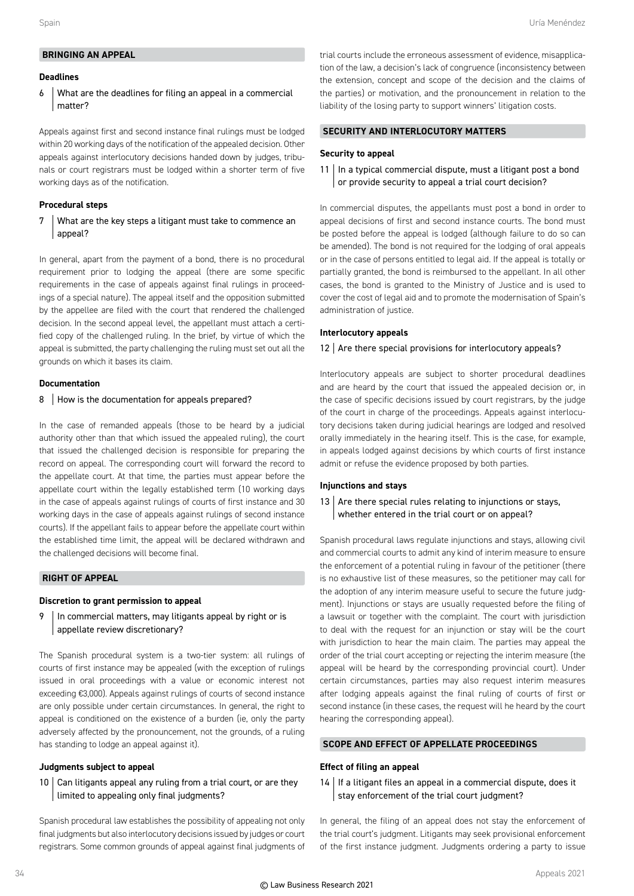## BRINGING AN APPEAL

### Deadlines

**6 What are the deadlines for filing an appeal in a commercial matter?**

Appeals against first and second instance final rulings must be lodged within 20 working days of the notification of the appealed decision. Other appeals against interlocutory decisions handed down by judges, tribunals or court registrars must be lodged within a shorter term of five working days as of the notification.

### Procedural steps

**7 What are the key steps a litigant must take to commence an appeal?**

In general, apart from the payment of a bond, there is no procedural requirement prior to lodging the appeal (there are some specific requirements in the case of appeals against final rulings in proceedings of a special nature). The appeal itself and the opposition submitted by the appellee are filed with the court that rendered the challenged decision. In the second appeal level, the appellant must attach a certified copy of the challenged ruling. In the brief, by virtue of which the appeal is submitted, the party challenging the ruling must set out all the grounds on which it bases its claim.

### Documentation

**8 How is the documentation for appeals prepared?**

In the case of remanded appeals (those to be heard by a judicial authority other than that which issued the appealed ruling), the court that issued the challenged decision is responsible for preparing the record on appeal. The corresponding court will forward the record to the appellate court. At that time, the parties must appear before the appellate court within the legally established term (10 working days in the case of appeals against rulings of courts of first instance and 30 working days in the case of appeals against rulings of second instance courts). If the appellant fails to appear before the appellate court within the established time limit, the appeal will be declared withdrawn and the challenged decisions will become final.

## RIGHT OF APPEAL

### Discretion to grant permission to appeal

**9 In commercial matters, may litigants appeal by right or is appellate review discretionary?**

The Spanish procedural system is a two-tier system: all rulings of courts of first instance may be appealed (with the exception of rulings issued in oral proceedings with a value or economic interest not exceeding €3,000). Appeals against rulings of courts of second instance are only possible under certain circumstances. In general, the right to appeal is conditioned on the existence of a burden (ie, only the party adversely affected by the pronouncement, not the grounds, of a ruling has standing to lodge an appeal against it).

### Judgments subject to appeal

**10 Can litigants appeal any ruling from a trial court, or are they limited to appealing only final judgments?**

Spanish procedural law establishes the possibility of appealing not only final judgments but also interlocutory decisions issued by judges or court registrars. Some common grounds of appeal against final judgments of trial courts include the erroneous assessment of evidence, misapplication of the law, a decision's lack of congruence (inconsistency between the extension, concept and scope of the decision and the claims of the parties) or motivation, and the pronouncement in relation to the liability of the losing party to support winners' litigation costs.

## SECURITY AND INTERLOCUTORY MATTERS

### Security to appeal

**11 In a typical commercial dispute, must a litigant post a bond or provide security to appeal a trial court decision?**

In commercial disputes, the appellants must post a bond in order to appeal decisions of first and second instance courts. The bond must be posted before the appeal is lodged (although failure to do so can be amended). The bond is not required for the lodging of oral appeals or in the case of persons entitled to legal aid. If the appeal is totally or partially granted, the bond is reimbursed to the appellant. In all other cases, the bond is granted to the Ministry of Justice and is used to cover the cost of legal aid and to promote the modernisation of Spain's administration of justice.

### Interlocutory appeals

**12 Are there special provisions for interlocutory appeals?**

Interlocutory appeals are subject to shorter procedural deadlines and are heard by the court that issued the appealed decision or, in the case of specific decisions issued by court registrars, by the judge of the court in charge of the proceedings. Appeals against interlocutory decisions taken during judicial hearings are lodged and resolved orally immediately in the hearing itself. This is the case, for example, in appeals lodged against decisions by which courts of first instance admit or refuse the evidence proposed by both parties.

### Injunctions and stays

**13 Are there special rules relating to injunctions or stays, whether entered in the trial court or on appeal?**

Spanish procedural laws regulate injunctions and stays, allowing civil and commercial courts to admit any kind of interim measure to ensure the enforcement of a potential ruling in favour of the petitioner (there is no exhaustive list of these measures, so the petitioner may call for the adoption of any interim measure useful to secure the future judgment). Injunctions or stays are usually requested before the filing of a lawsuit or together with the complaint. The court with jurisdiction to deal with the request for an injunction or stay will be the court with jurisdiction to hear the main claim. The parties may appeal the order of the trial court accepting or rejecting the interim measure (the appeal will be heard by the corresponding provincial court). Under certain circumstances, parties may also request interim measures after lodging appeals against the final ruling of courts of first or second instance (in these cases, the request will he heard by the court hearing the corresponding appeal).

## SCOPE AND EFFECT OF APPELLATE PROCEEDINGS

### Effect of filing an appeal

**14 If a litigant files an appeal in a commercial dispute, does it stay enforcement of the trial court judgment?**

In general, the filing of an appeal does not stay the enforcement of the trial court's judgment. Litigants may seek provisional enforcement of the first instance judgment. Judgments ordering a party to issue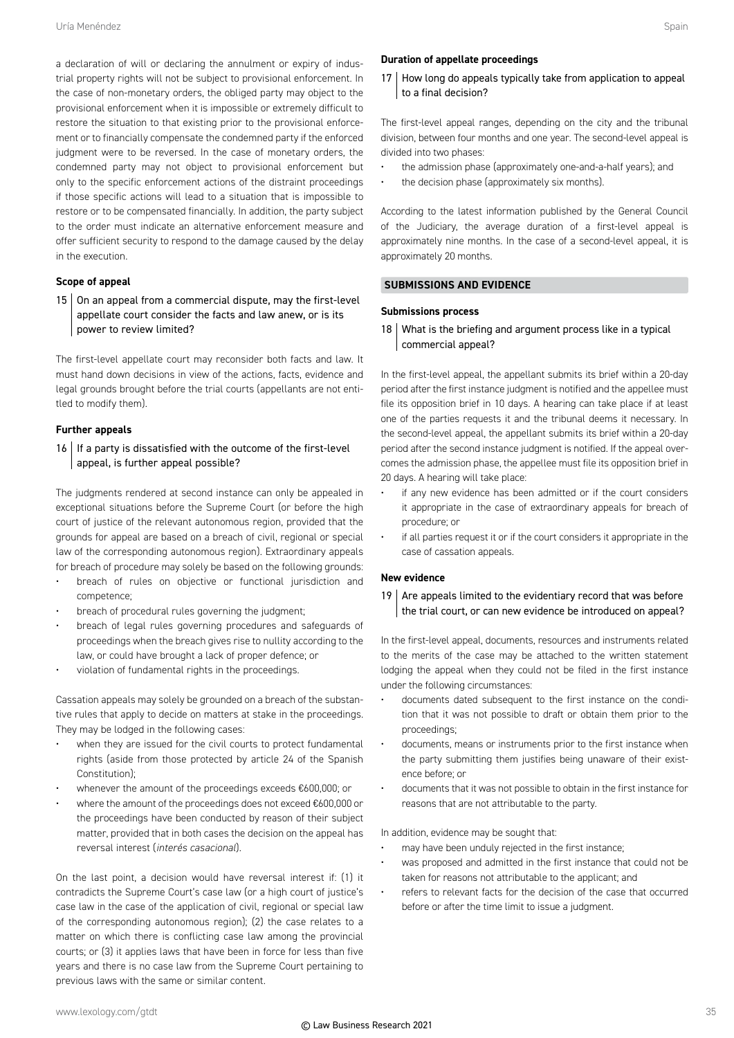a declaration of will or declaring the annulment or expiry of industrial property rights will not be subject to provisional enforcement. In the case of non-monetary orders, the obliged party may object to the provisional enforcement when it is impossible or extremely difficult to restore the situation to that existing prior to the provisional enforcement or to financially compensate the condemned party if the enforced judgment were to be reversed. In the case of monetary orders, the condemned party may not object to provisional enforcement but only to the specific enforcement actions of the distraint proceedings if those specific actions will lead to a situation that is impossible to restore or to be compensated financially. In addition, the party subject to the order must indicate an alternative enforcement measure and offer sufficient security to respond to the damage caused by the delay in the execution.

**Scope of appeal**

### 15 | On an appeal from a commercial dispute, may the first-level appellate court consider the facts and law anew, or is its power to review limited?

The first-level appellate court may reconsider both facts and law. It must hand down decisions in view of the actions, facts, evidence and legal grounds brought before the trial courts (appellants are not entitled to modify them).

**Further appeals**

### 16 | If a party is dissatisfied with the outcome of the first-level appeal, is further appeal possible?

The judgments rendered at second instance can only be appealed in exceptional situations before the Supreme Court (or before the high court of justice of the relevant autonomous region, provided that the grounds for appeal are based on a breach of civil, regional or special law of the corresponding autonomous region). Extraordinary appeals for breach of procedure may solely be based on the following grounds:

- breach of rules on objective or functional jurisdiction and competence;
- breach of procedural rules governing the judgment;
- breach of legal rules governing procedures and safeguards of proceedings when the breach gives rise to nullity according to the law, or could have brought a lack of proper defence; or
- violation of fundamental rights in the proceedings.

Cassation appeals may solely be grounded on a breach of the substantive rules that apply to decide on matters at stake in the proceedings. They may be lodged in the following cases:

- when they are issued for the civil courts to protect fundamental rights (aside from those protected by article 24 of the Spanish Constitution);
- whenever the amount of the proceedings exceeds €600,000; or
- where the amount of the proceedings does not exceed €600,000 or the proceedings have been conducted by reason of their subject matter, provided that in both cases the decision on the appeal has reversal interest (*interés casacional*).

On the last point, a decision would have reversal interest if: (1) it contradicts the Supreme Court's case law (or a high court of justice's case law in the case of the application of civil, regional or special law of the corresponding autonomous region); (2) the case relates to a matter on which there is conflicting case law among the provincial courts; or (3) it applies laws that have been in force for less than five years and there is no case law from the Supreme Court pertaining to previous laws with the same or similar content.

**Duration of appellate proceedings**

### 17 | How long do appeals typically take from application to appeal to a final decision?

The first-level appeal ranges, depending on the city and the tribunal division, between four months and one year. The second-level appeal is divided into two phases:

- the admission phase (approximately one-and-a-half years); and
- the decision phase (approximately six months).

According to the latest information published by the General Council of the Judiciary, the average duration of a first-level appeal is approximately nine months. In the case of a second-level appeal, it is approximately 20 months.

## SUBMISSIONS AND EVIDENCE

**Submissions process**

### 18 | What is the briefing and argument process like in a typical commercial appeal?

In the first-level appeal, the appellant submits its brief within a 20-day period after the first instance judgment is notified and the appellee must file its opposition brief in 10 days. A hearing can take place if at least one of the parties requests it and the tribunal deems it necessary. In the second-level appeal, the appellant submits its brief within a 20-day period after the second instance judgment is notified. If the appeal overcomes the admission phase, the appellee must file its opposition brief in 20 days. A hearing will take place:

- if any new evidence has been admitted or if the court considers it appropriate in the case of extraordinary appeals for breach of procedure; or
- if all parties request it or if the court considers it appropriate in the case of cassation appeals.

**New evidence**

### 19 | Are appeals limited to the evidentiary record that was before the trial court, or can new evidence be introduced on appeal?

In the first-level appeal, documents, resources and instruments related to the merits of the case may be attached to the written statement lodging the appeal when they could not be filed in the first instance under the following circumstances:

- documents dated subsequent to the first instance on the condition that it was not possible to draft or obtain them prior to the proceedings;
- documents, means or instruments prior to the first instance when the party submitting them justifies being unaware of their existence before; or
- documents that it was not possible to obtain in the first instance for reasons that are not attributable to the party.

In addition, evidence may be sought that:

- may have been unduly rejected in the first instance;
- was proposed and admitted in the first instance that could not be taken for reasons not attributable to the applicant; and
- refers to relevant facts for the decision of the case that occurred before or after the time limit to issue a judgment.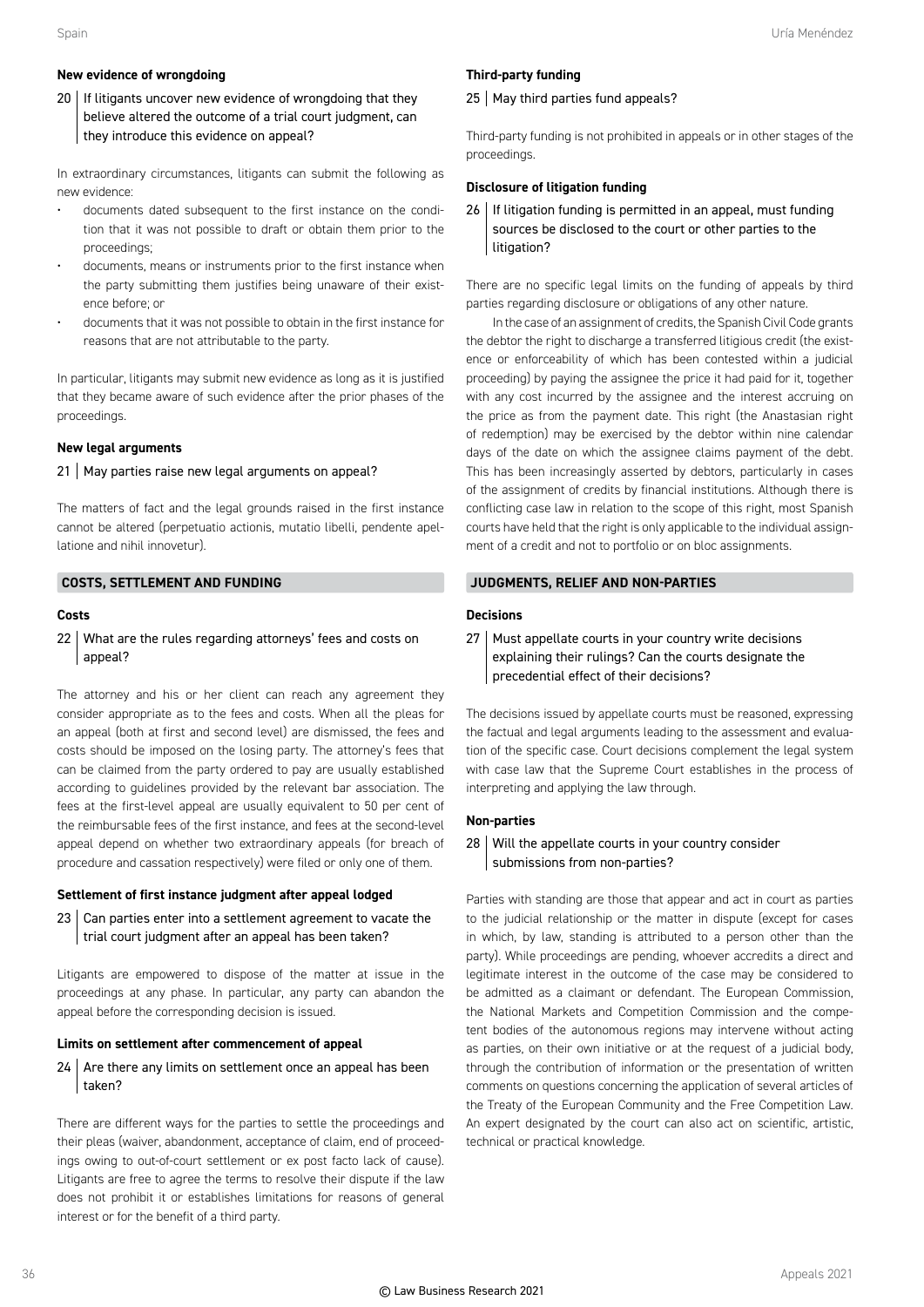### New evidence of wrongdoing

**20 | If litigants uncover new evidence of wrongdoing that they believe altered the outcome of a trial court judgment, can they introduce this evidence on appeal?**

In extraordinary circumstances, litigants can submit the following as new evidence:

- documents dated subsequent to the first instance on the condition that it was not possible to draft or obtain them prior to the proceedings;
- documents, means or instruments prior to the first instance when the party submitting them justifies being unaware of their existence before; or
- documents that it was not possible to obtain in the first instance for reasons that are not attributable to the party.

In particular, litigants may submit new evidence as long as it is justified that they became aware of such evidence after the prior phases of the proceedings.

### New legal arguments

**21 | May parties raise new legal arguments on appeal?**

The matters of fact and the legal grounds raised in the first instance cannot be altered (perpetuatio actionis, mutatio libelli, pendente apellatione and nihil innovetur).

## COSTS, SETTLEMENT AND FUNDING

### Costs

**22 | What are the rules regarding attorneys' fees and costs on appeal?**

The attorney and his or her client can reach any agreement they consider appropriate as to the fees and costs. When all the pleas for an appeal (both at first and second level) are dismissed, the fees and costs should be imposed on the losing party. The attorney's fees that can be claimed from the party ordered to pay are usually established according to guidelines provided by the relevant bar association. The fees at the first-level appeal are usually equivalent to 50 per cent of the reimbursable fees of the first instance, and fees at the second-level appeal depend on whether two extraordinary appeals (for breach of procedure and cassation respectively) were filed or only one of them.

### Settlement of first instance judgment after appeal lodged

**23 | Can parties enter into a settlement agreement to vacate the trial court judgment after an appeal has been taken?**

Litigants are empowered to dispose of the matter at issue in the proceedings at any phase. In particular, any party can abandon the appeal before the corresponding decision is issued.

### Limits on settlement after commencement of appeal

**24 | Are there any limits on settlement once an appeal has been taken?**

There are different ways for the parties to settle the proceedings and their pleas (waiver, abandonment, acceptance of claim, end of proceedings owing to out-of-court settlement or ex post facto lack of cause). Litigants are free to agree the terms to resolve their dispute if the law does not prohibit it or establishes limitations for reasons of general interest or for the benefit of a third party.

### Third-party funding

**25 | May third parties fund appeals?**

Third-party funding is not prohibited in appeals or in other stages of the proceedings.

### Disclosure of litigation funding

**26 | If litigation funding is permitted in an appeal, must funding sources be disclosed to the court or other parties to the litigation?**

There are no specific legal limits on the funding of appeals by third parties regarding disclosure or obligations of any other nature.

In the case of an assignment of credits, the Spanish Civil Code grants the debtor the right to discharge a transferred litigious credit (the existence or enforceability of which has been contested within a judicial proceeding) by paying the assignee the price it had paid for it, together with any cost incurred by the assignee and the interest accruing on the price as from the payment date. This right (the Anastasian right of redemption) may be exercised by the debtor within nine calendar days of the date on which the assignee claims payment of the debt. This has been increasingly asserted by debtors, particularly in cases of the assignment of credits by financial institutions. Although there is conflicting case law in relation to the scope of this right, most Spanish courts have held that the right is only applicable to the individual assignment of a credit and not to portfolio or on bloc assignments.

## JUDGMENTS, RELIEF AND NON-PARTIES

### Decisions

**27 | Must appellate courts in your country write decisions explaining their rulings? Can the courts designate the precedential effect of their decisions?**

The decisions issued by appellate courts must be reasoned, expressing the factual and legal arguments leading to the assessment and evaluation of the specific case. Court decisions complement the legal system with case law that the Supreme Court establishes in the process of interpreting and applying the law through.

### Non-parties

**28 | Will the appellate courts in your country consider submissions from non-parties?**

Parties with standing are those that appear and act in court as parties to the judicial relationship or the matter in dispute (except for cases in which, by law, standing is attributed to a person other than the party). While proceedings are pending, whoever accredits a direct and legitimate interest in the outcome of the case may be considered to be admitted as a claimant or defendant. The European Commission, the National Markets and Competition Commission and the competent bodies of the autonomous regions may intervene without acting as parties, on their own initiative or at the request of a judicial body, through the contribution of information or the presentation of written comments on questions concerning the application of several articles of the Treaty of the European Community and the Free Competition Law. An expert designated by the court can also act on scientific, artistic, technical or practical knowledge.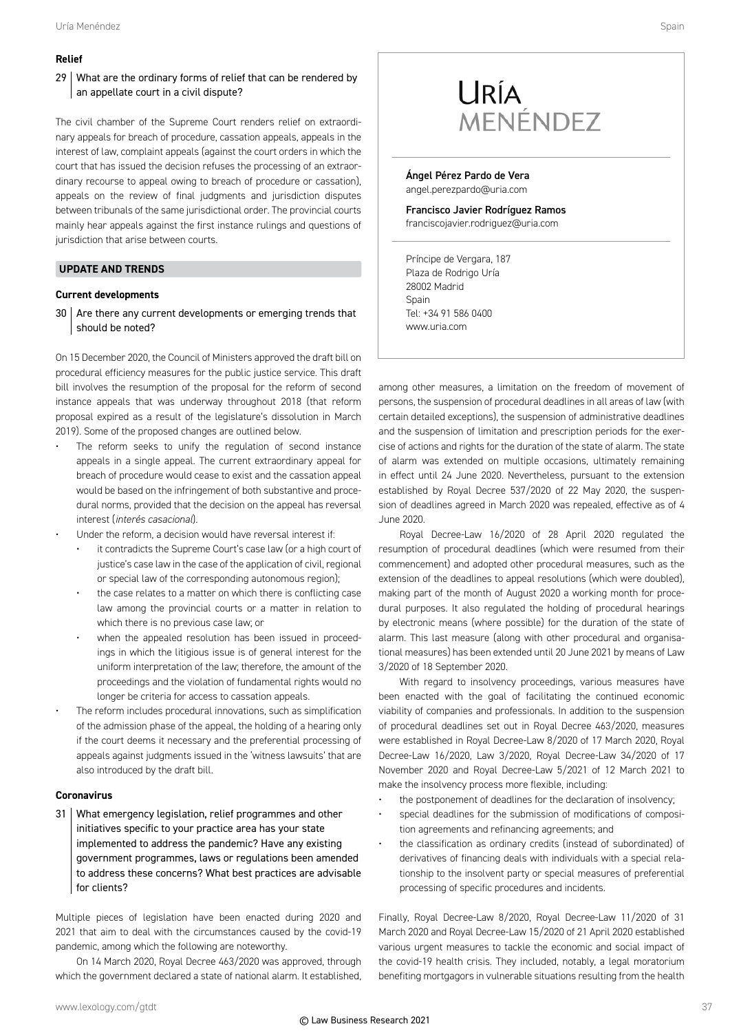### Relief

#### 29 What are the ordinary forms of relief that can be rendered by an appellate court in a civil dispute?

The civil chamber of the Supreme Court renders relief on extraordinary appeals for breach of procedure, cassation appeals, appeals in the interest of law, complaint appeals (against the court orders in which the court that has issued the decision refuses the processing of an extraordinary recourse to appeal owing to breach of procedure or cassation), appeals on the review of final judgments and jurisdiction disputes between tribunals of the same jurisdictional order. The provincial courts mainly hear appeals against the first instance rulings and questions of jurisdiction that arise between courts.

## UPDATE AND TRENDS

### Current developments

#### 30 Are there any current developments or emerging trends that should be noted?

On 15 December 2020, the Council of Ministers approved the draft bill on procedural efficiency measures for the public justice service. This draft bill involves the resumption of the proposal for the reform of second instance appeals that was underway throughout 2018 (that reform proposal expired as a result of the legislature's dissolution in March 2019). Some of the proposed changes are outlined below.

- The reform seeks to unify the regulation of second instance appeals in a single appeal. The current extraordinary appeal for breach of procedure would cease to exist and the cassation appeal would be based on the infringement of both substantive and procedural norms, provided that the decision on the appeal has reversal interest (*interés casacional*).
- Under the reform, a decision would have reversal interest if:
  - it contradicts the Supreme Court's case law (or a high court of justice's case law in the case of the application of civil, regional or special law of the corresponding autonomous region);
  - the case relates to a matter on which there is conflicting case law among the provincial courts or a matter in relation to which there is no previous case law; or
  - when the appealed resolution has been issued in proceedings in which the litigious issue is of general interest for the uniform interpretation of the law; therefore, the amount of the proceedings and the violation of fundamental rights would no longer be criteria for access to cassation appeals.
- The reform includes procedural innovations, such as simplification of the admission phase of the appeal, the holding of a hearing only if the court deems it necessary and the preferential processing of appeals against judgments issued in the 'witness lawsuits' that are also introduced by the draft bill.

### Coronavirus

#### 31 What emergency legislation, relief programmes and other initiatives specific to your practice area has your state implemented to address the pandemic? Have any existing government programmes, laws or regulations been amended to address these concerns? What best practices are advisable for clients?

Multiple pieces of legislation have been enacted during 2020 and 2021 that aim to deal with the circumstances caused by the covid-19 pandemic, among which the following are noteworthy.

On 14 March 2020, Royal Decree 463/2020 was approved, through which the government declared a state of national alarm. It established, among other measures, a limitation on the freedom of movement of persons, the suspension of procedural deadlines in all areas of law (with certain detailed exceptions), the suspension of administrative deadlines and the suspension of limitation and prescription periods for the exercise of actions and rights for the duration of the state of alarm. The state of alarm was extended on multiple occasions, ultimately remaining in effect until 24 June 2020. Nevertheless, pursuant to the extension established by Royal Decree 537/2020 of 22 May 2020, the suspension of deadlines agreed in March 2020 was repealed, effective as of 4 June 2020.

Royal Decree-Law 16/2020 of 28 April 2020 regulated the resumption of procedural deadlines (which were resumed from their commencement) and adopted other procedural measures, such as the extension of the deadlines to appeal resolutions (which were doubled), making part of the month of August 2020 a working month for procedural purposes. It also regulated the holding of procedural hearings by electronic means (where possible) for the duration of the state of alarm. This last measure (along with other procedural and organisational measures) has been extended until 20 June 2021 by means of Law 3/2020 of 18 September 2020.

With regard to insolvency proceedings, various measures have been enacted with the goal of facilitating the continued economic viability of companies and professionals. In addition to the suspension of procedural deadlines set out in Royal Decree 463/2020, measures were established in Royal Decree-Law 8/2020 of 17 March 2020, Royal Decree-Law 16/2020, Law 3/2020, Royal Decree-Law 34/2020 of 17 November 2020 and Royal Decree-Law 5/2021 of 12 March 2021 to make the insolvency process more flexible, including:

- the postponement of deadlines for the declaration of insolvency;
- special deadlines for the submission of modifications of composition agreements and refinancing agreements; and
- the classification as ordinary credits (instead of subordinated) of derivatives of financing deals with individuals with a special relationship to the insolvent party or special measures of preferential processing of specific procedures and incidents.

Finally, Royal Decree-Law 8/2020, Royal Decree-Law 11/2020 of 31 March 2020 and Royal Decree-Law 15/2020 of 21 April 2020 established various urgent measures to tackle the economic and social impact of the covid-19 health crisis. They included, notably, a legal moratorium benefiting mortgagors in vulnerable situations resulting from the health

URÍA MENÉNDEZ

**Ángel Pérez Pardo de Vera**
angel.perezpardo@uria.com

**Francisco Javier Rodríguez Ramos**
franciscojavier.rodriguez@uria.com

Príncipe de Vergara, 187
Plaza de Rodrigo Uría
28002 Madrid
Spain
Tel: +34 91 586 0400
www.uria.com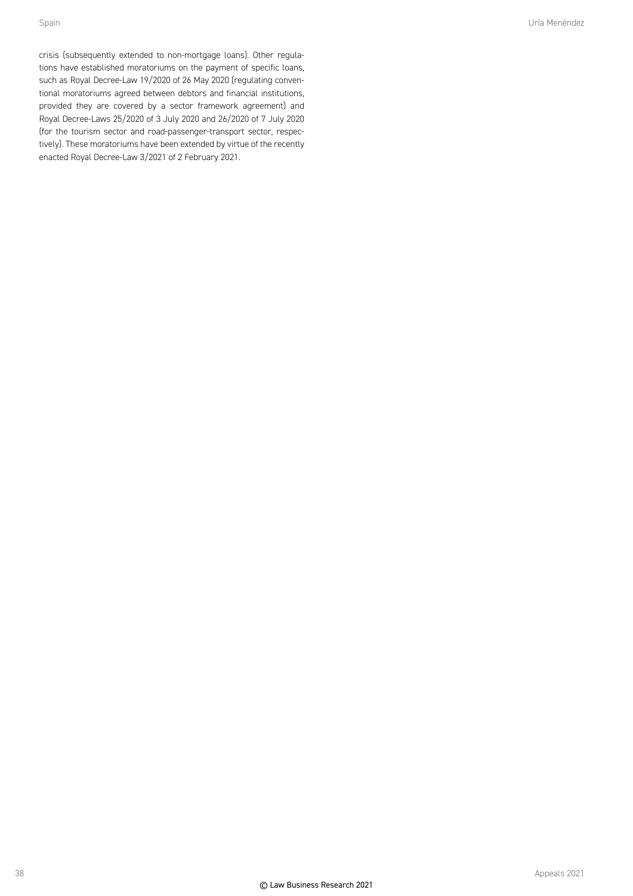crisis (subsequently extended to non-mortgage loans). Other regulations have established moratoriums on the payment of specific loans, such as Royal Decree-Law 19/2020 of 26 May 2020 (regulating conventional moratoriums agreed between debtors and financial institutions, provided they are covered by a sector framework agreement) and Royal Decree-Laws 25/2020 of 3 July 2020 and 26/2020 of 7 July 2020 (for the tourism sector and road-passenger-transport sector, respectively). These moratoriums have been extended by virtue of the recently enacted Royal Decree-Law 3/2021 of 2 February 2021.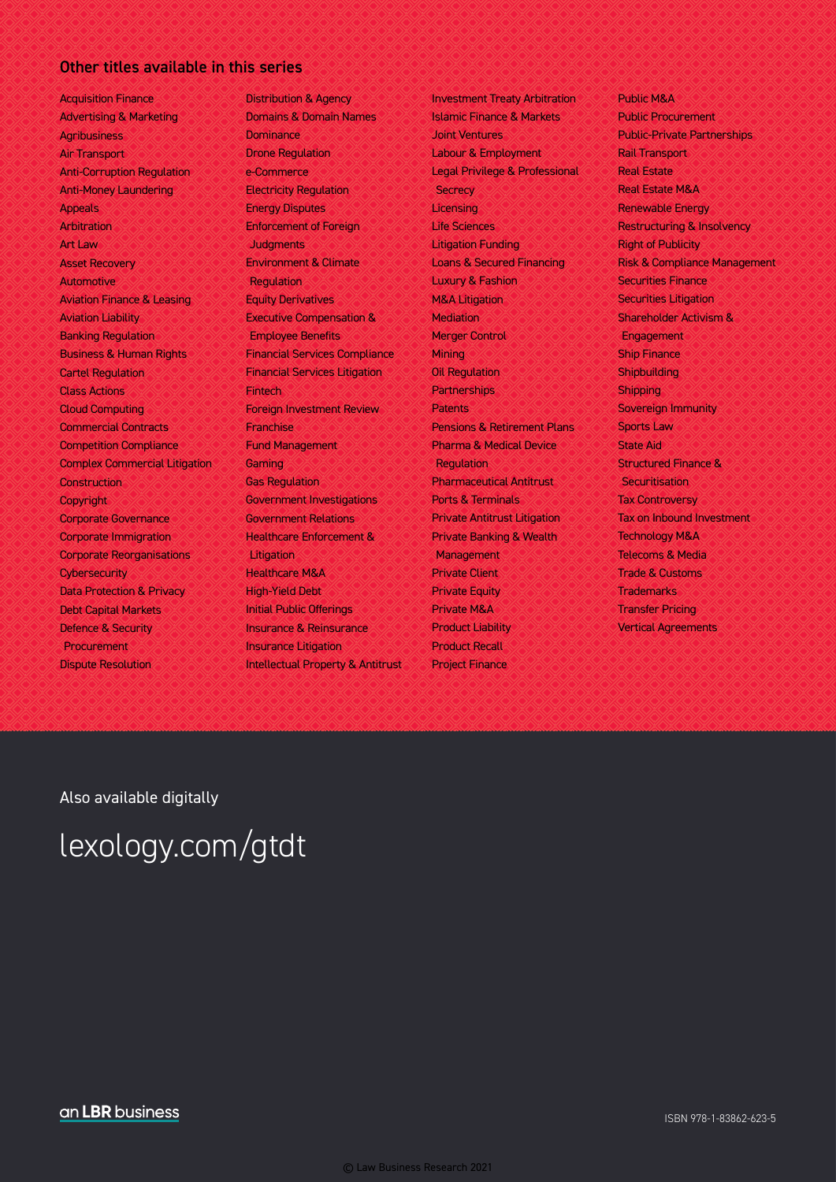## Other titles available in this series

- Acquisition Finance
- Advertising & Marketing
- Agribusiness
- Air Transport
- Anti-Corruption Regulation
- Anti-Money Laundering
- Appeals
- Arbitration
- Art Law
- Asset Recovery
- Automotive
- Aviation Finance & Leasing
- Aviation Liability
- Banking Regulation
- Business & Human Rights
- Cartel Regulation
- Class Actions
- Cloud Computing
- Commercial Contracts
- Competition Compliance
- Complex Commercial Litigation
- Construction
- Copyright
- Corporate Governance
- Corporate Immigration
- Corporate Reorganisations
- Cybersecurity
- Data Protection & Privacy
- Debt Capital Markets
- Defence & Security Procurement
- Dispute Resolution
- Distribution & Agency
- Domains & Domain Names
- Dominance
- Drone Regulation
- e-Commerce
- Electricity Regulation
- Energy Disputes
- Enforcement of Foreign Judgments
- Environment & Climate Regulation
- Equity Derivatives
- Executive Compensation & Employee Benefits
- Financial Services Compliance
- Financial Services Litigation
- Fintech
- Foreign Investment Review
- Franchise
- Fund Management
- Gaming
- Gas Regulation
- Government Investigations
- Government Relations
- Healthcare Enforcement & Litigation
- Healthcare M&A
- High-Yield Debt
- Initial Public Offerings
- Insurance & Reinsurance
- Insurance Litigation
- Intellectual Property & Antitrust
- Investment Treaty Arbitration
- Islamic Finance & Markets
- Joint Ventures
- Labour & Employment
- Legal Privilege & Professional Secrecy
- Licensing
- Life Sciences
- Litigation Funding
- Loans & Secured Financing
- Luxury & Fashion
- M&A Litigation
- Mediation
- Merger Control
- Mining
- Oil Regulation
- Partnerships
- Patents
- Pensions & Retirement Plans
- Pharma & Medical Device Regulation
- Pharmaceutical Antitrust
- Ports & Terminals
- Private Antitrust Litigation
- Private Banking & Wealth Management
- Private Client
- Private Equity
- Private M&A
- Product Liability
- Product Recall
- Project Finance
- Public M&A
- Public Procurement
- Public-Private Partnerships
- Rail Transport
- Real Estate
- Real Estate M&A
- Renewable Energy
- Restructuring & Insolvency
- Right of Publicity
- Risk & Compliance Management
- Securities Finance
- Securities Litigation
- Shareholder Activism & Engagement
- Ship Finance
- Shipbuilding
- Shipping
- Sovereign Immunity
- Sports Law
- State Aid
- Structured Finance & Securitisation
- Tax Controversy
- Tax on Inbound Investment
- Technology M&A
- Telecoms & Media
- Trade & Customs
- Trademarks
- Transfer Pricing
- Vertical Agreements

Also available digitally

# lexology.com/gtdt

an **LBR** business

ISBN 978-1-83862-623-5

© Law Business Research 2021